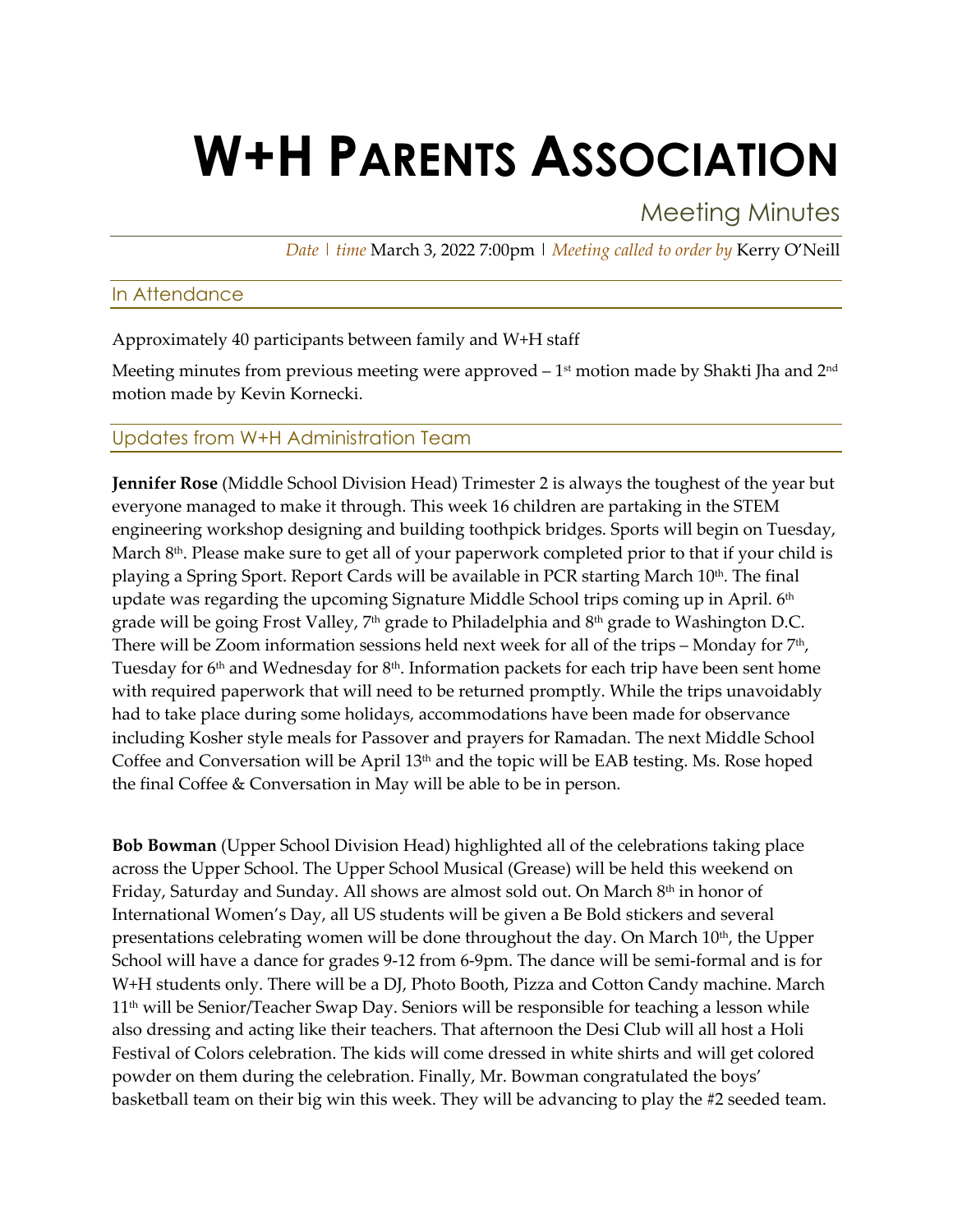# W+H PARENTS ASSOCIATION

## Meeting Minutes

*Date | time* March 3, 2022 7:00pm | *Meeting called to order by* Kerry O'Neill

### In Attendance

Approximately 40 participants between family and W+H staff

Meeting minutes from previous meeting were approved – 1st motion made by Shakti Jha and 2nd motion made by Kevin Kornecki.

### Updates from W+H Administration Team

**Jennifer Rose** (Middle School Division Head) Trimester 2 is always the toughest of the year but everyone managed to make it through. This week 16 children are partaking in the STEM engineering workshop designing and building toothpick bridges. Sports will begin on Tuesday, March 8th. Please make sure to get all of your paperwork completed prior to that if your child is playing a Spring Sport. Report Cards will be available in PCR starting March 10th. The final update was regarding the upcoming Signature Middle School trips coming up in April. 6th grade will be going Frost Valley, 7th grade to Philadelphia and 8th grade to Washington D.C. There will be Zoom information sessions held next week for all of the trips – Monday for 7th, Tuesday for 6th and Wednesday for 8th. Information packets for each trip have been sent home with required paperwork that will need to be returned promptly. While the trips unavoidably had to take place during some holidays, accommodations have been made for observance including Kosher style meals for Passover and prayers for Ramadan. The next Middle School Coffee and Conversation will be April 13th and the topic will be EAB testing. Ms. Rose hoped the final Coffee & Conversation in May will be able to be in person.

**Bob Bowman** (Upper School Division Head) highlighted all of the celebrations taking place across the Upper School. The Upper School Musical (Grease) will be held this weekend on Friday, Saturday and Sunday. All shows are almost sold out. On March 8th in honor of International Women's Day, all US students will be given a Be Bold stickers and several presentations celebrating women will be done throughout the day. On March 10th, the Upper School will have a dance for grades 9-12 from 6-9pm. The dance will be semi-formal and is for W+H students only. There will be a DJ, Photo Booth, Pizza and Cotton Candy machine. March 11th will be Senior/Teacher Swap Day. Seniors will be responsible for teaching a lesson while also dressing and acting like their teachers. That afternoon the Desi Club will all host a Holi Festival of Colors celebration. The kids will come dressed in white shirts and will get colored powder on them during the celebration. Finally, Mr. Bowman congratulated the boys' basketball team on their big win this week. They will be advancing to play the #2 seeded team.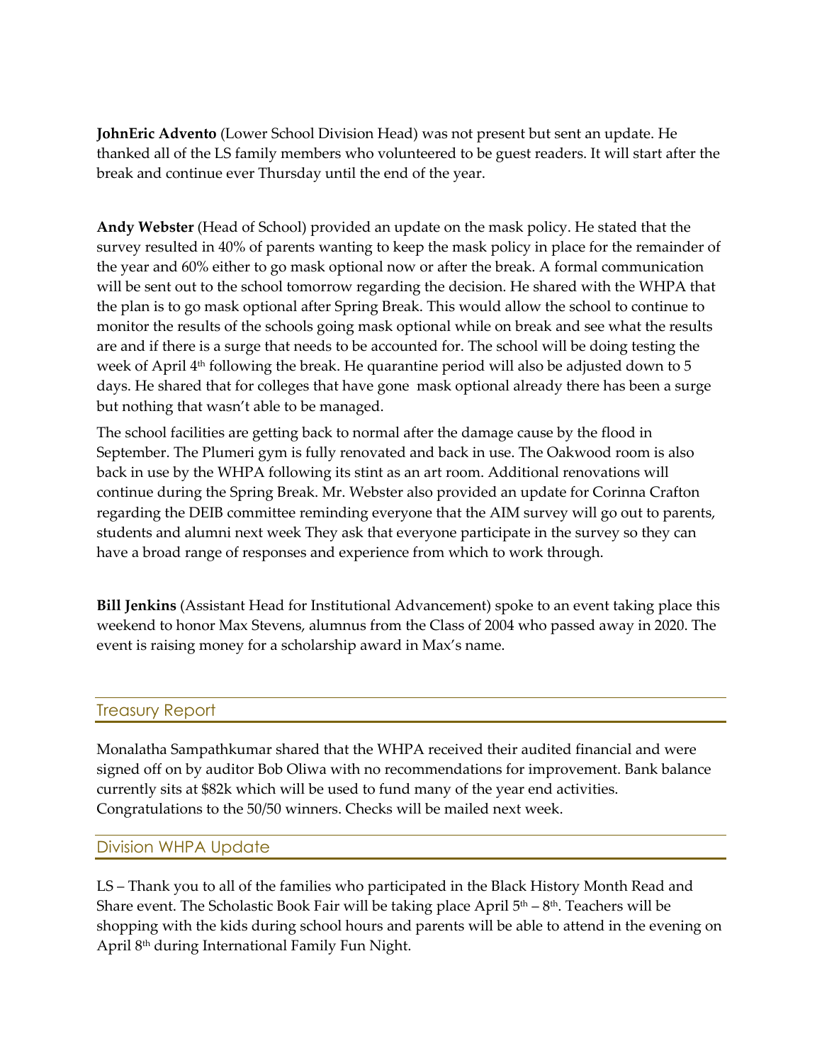**JohnEric Advento** (Lower School Division Head) was not present but sent an update. He thanked all of the LS family members who volunteered to be guest readers. It will start after the break and continue ever Thursday until the end of the year.

**Andy Webster** (Head of School) provided an update on the mask policy. He stated that the survey resulted in 40% of parents wanting to keep the mask policy in place for the remainder of the year and 60% either to go mask optional now or after the break. A formal communication will be sent out to the school tomorrow regarding the decision. He shared with the WHPA that the plan is to go mask optional after Spring Break. This would allow the school to continue to monitor the results of the schools going mask optional while on break and see what the results are and if there is a surge that needs to be accounted for. The school will be doing testing the week of April 4th following the break. He quarantine period will also be adjusted down to 5 days. He shared that for colleges that have gone mask optional already there has been a surge but nothing that wasn't able to be managed.

The school facilities are getting back to normal after the damage cause by the flood in September. The Plumeri gym is fully renovated and back in use. The Oakwood room is also back in use by the WHPA following its stint as an art room. Additional renovations will continue during the Spring Break. Mr. Webster also provided an update for Corinna Crafton regarding the DEIB committee reminding everyone that the AIM survey will go out to parents, students and alumni next week They ask that everyone participate in the survey so they can have a broad range of responses and experience from which to work through.

**Bill Jenkins** (Assistant Head for Institutional Advancement) spoke to an event taking place this weekend to honor Max Stevens, alumnus from the Class of 2004 who passed away in 2020. The event is raising money for a scholarship award in Max's name.

## Treasury Report

Monalatha Sampathkumar shared that the WHPA received their audited financial and were signed off on by auditor Bob Oliwa with no recommendations for improvement. Bank balance currently sits at $82k which will be used to fund many of the year end activities. Congratulations to the 50/50 winners. Checks will be mailed next week.

## Division WHPA Update

LS – Thank you to all of the families who participated in the Black History Month Read and Share event. The Scholastic Book Fair will be taking place April 5th – 8th. Teachers will be shopping with the kids during school hours and parents will be able to attend in the evening on April 8th during International Family Fun Night.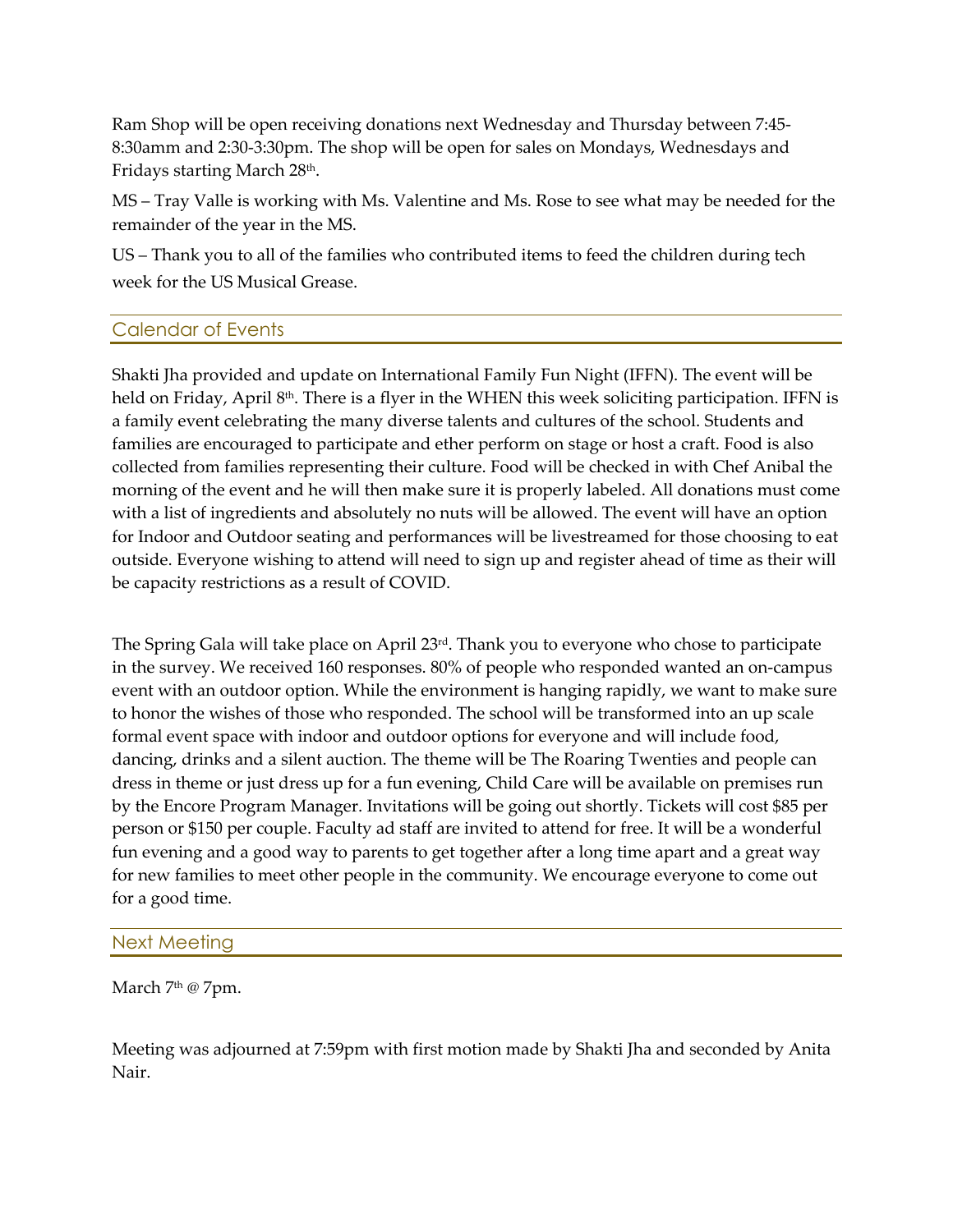Ram Shop will be open receiving donations next Wednesday and Thursday between 7:45-8:30amm and 2:30-3:30pm. The shop will be open for sales on Mondays, Wednesdays and Fridays starting March 28th.

MS – Tray Valle is working with Ms. Valentine and Ms. Rose to see what may be needed for the remainder of the year in the MS.

US – Thank you to all of the families who contributed items to feed the children during tech week for the US Musical Grease.

## Calendar of Events

Shakti Jha provided and update on International Family Fun Night (IFFN). The event will be held on Friday, April 8th. There is a flyer in the WHEN this week soliciting participation. IFFN is a family event celebrating the many diverse talents and cultures of the school. Students and families are encouraged to participate and ether perform on stage or host a craft. Food is also collected from families representing their culture. Food will be checked in with Chef Anibal the morning of the event and he will then make sure it is properly labeled. All donations must come with a list of ingredients and absolutely no nuts will be allowed. The event will have an option for Indoor and Outdoor seating and performances will be livestreamed for those choosing to eat outside. Everyone wishing to attend will need to sign up and register ahead of time as their will be capacity restrictions as a result of COVID.

The Spring Gala will take place on April 23rd. Thank you to everyone who chose to participate in the survey. We received 160 responses. 80% of people who responded wanted an on-campus event with an outdoor option. While the environment is hanging rapidly, we want to make sure to honor the wishes of those who responded. The school will be transformed into an up scale formal event space with indoor and outdoor options for everyone and will include food, dancing, drinks and a silent auction. The theme will be The Roaring Twenties and people can dress in theme or just dress up for a fun evening, Child Care will be available on premises run by the Encore Program Manager. Invitations will be going out shortly. Tickets will cost $85 per person or $150 per couple. Faculty ad staff are invited to attend for free. It will be a wonderful fun evening and a good way to parents to get together after a long time apart and a great way for new families to meet other people in the community. We encourage everyone to come out for a good time.

## Next Meeting

March 7th @ 7pm.

Meeting was adjourned at 7:59pm with first motion made by Shakti Jha and seconded by Anita Nair.